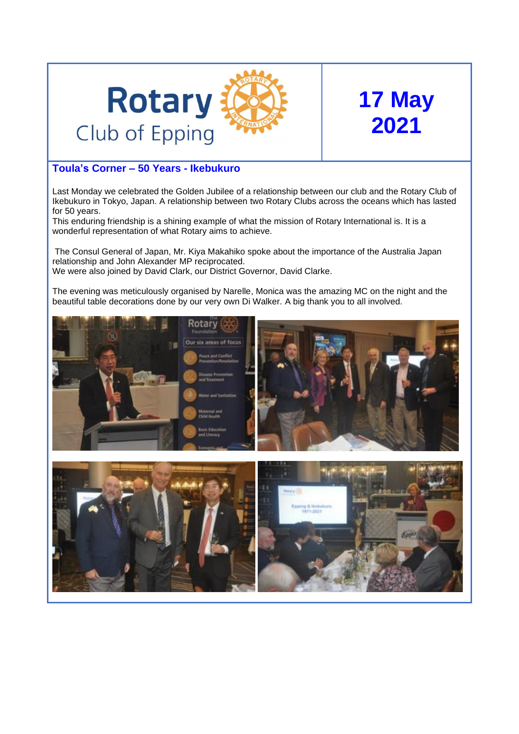# Rotary Club of Epping

## 17 May 2021

### Toula's Corner – 50 Years - Ikebukuro

Last Monday we celebrated the Golden Jubilee of a relationship between our club and the Rotary Club of Ikebukuro in Tokyo, Japan. A relationship between two Rotary Clubs across the oceans which has lasted for 50 years.
This enduring friendship is a shining example of what the mission of Rotary International is. It is a wonderful representation of what Rotary aims to achieve.

The Consul General of Japan, Mr. Kiya Makahiko spoke about the importance of the Australia Japan relationship and John Alexander MP reciprocated.
We were also joined by David Clark, our District Governor, David Clarke.

The evening was meticulously organised by Narelle, Monica was the amazing MC on the night and the beautiful table decorations done by our very own Di Walker. A big thank you to all involved.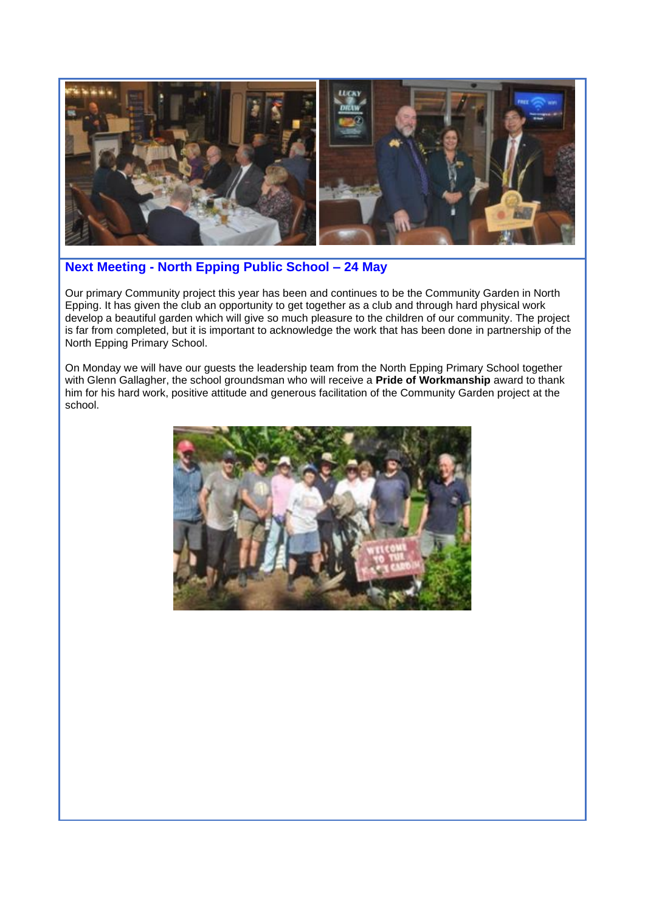## Next Meeting - North Epping Public School – 24 May

Our primary Community project this year has been and continues to be the Community Garden in North Epping. It has given the club an opportunity to get together as a club and through hard physical work develop a beautiful garden which will give so much pleasure to the children of our community. The project is far from completed, but it is important to acknowledge the work that has been done in partnership of the North Epping Primary School.

On Monday we will have our guests the leadership team from the North Epping Primary School together with Glenn Gallagher, the school groundsman who will receive a **Pride of Workmanship** award to thank him for his hard work, positive attitude and generous facilitation of the Community Garden project at the school.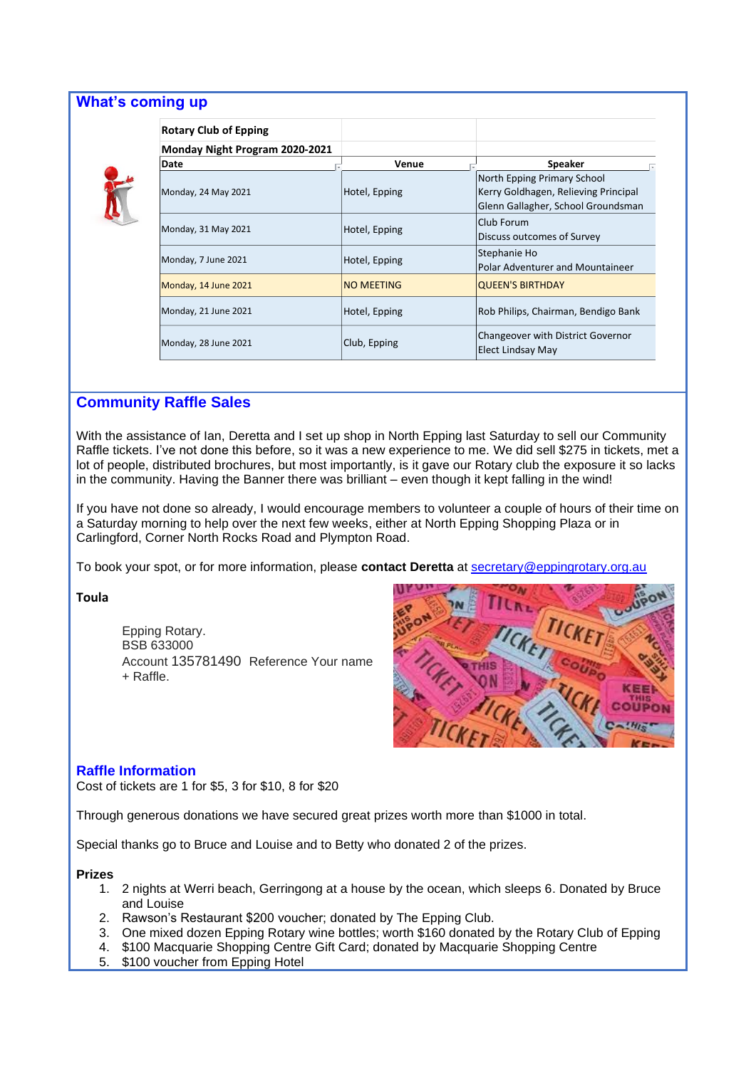## What's coming up

**Rotary Club of Epping**

**Monday Night Program 2020-2021**

| Date | Venue | Speaker |
|---|---|---|
| Monday, 24 May 2021 | Hotel, Epping | North Epping Primary School<br>Kerry Goldhagen, Relieving Principal<br>Glenn Gallagher, School Groundsman |
| Monday, 31 May 2021 | Hotel, Epping | Club Forum<br>Discuss outcomes of Survey |
| Monday, 7 June 2021 | Hotel, Epping | Stephanie Ho<br>Polar Adventurer and Mountaineer |
| Monday, 14 June 2021 | NO MEETING | QUEEN'S BIRTHDAY |
| Monday, 21 June 2021 | Hotel, Epping | Rob Philips, Chairman, Bendigo Bank |
| Monday, 28 June 2021 | Club, Epping | Changeover with District Governor<br>Elect Lindsay May |

## Community Raffle Sales

With the assistance of Ian, Deretta and I set up shop in North Epping last Saturday to sell our Community Raffle tickets. I've not done this before, so it was a new experience to me. We did sell $275 in tickets, met a lot of people, distributed brochures, but most importantly, is it gave our Rotary club the exposure it so lacks in the community. Having the Banner there was brilliant – even though it kept falling in the wind!

If you have not done so already, I would encourage members to volunteer a couple of hours of their time on a Saturday morning to help over the next few weeks, either at North Epping Shopping Plaza or in Carlingford, Corner North Rocks Road and Plympton Road.

To book your spot, or for more information, please **contact Deretta** at secretary@eppingrotary.org.au

**Toula**

Epping Rotary.
BSB 633000
Account 135781490 Reference Your name + Raffle.

### Raffle Information

Cost of tickets are 1 for $5, 3 for $10, 8 for $20

Through generous donations we have secured great prizes worth more than $1000 in total.

Special thanks go to Bruce and Louise and to Betty who donated 2 of the prizes.

**Prizes**

1. 2 nights at Werri beach, Gerringong at a house by the ocean, which sleeps 6. Donated by Bruce and Louise
2. Rawson's Restaurant $200 voucher; donated by The Epping Club.
3. One mixed dozen Epping Rotary wine bottles; worth $160 donated by the Rotary Club of Epping
4. $100 Macquarie Shopping Centre Gift Card; donated by Macquarie Shopping Centre
5. $100 voucher from Epping Hotel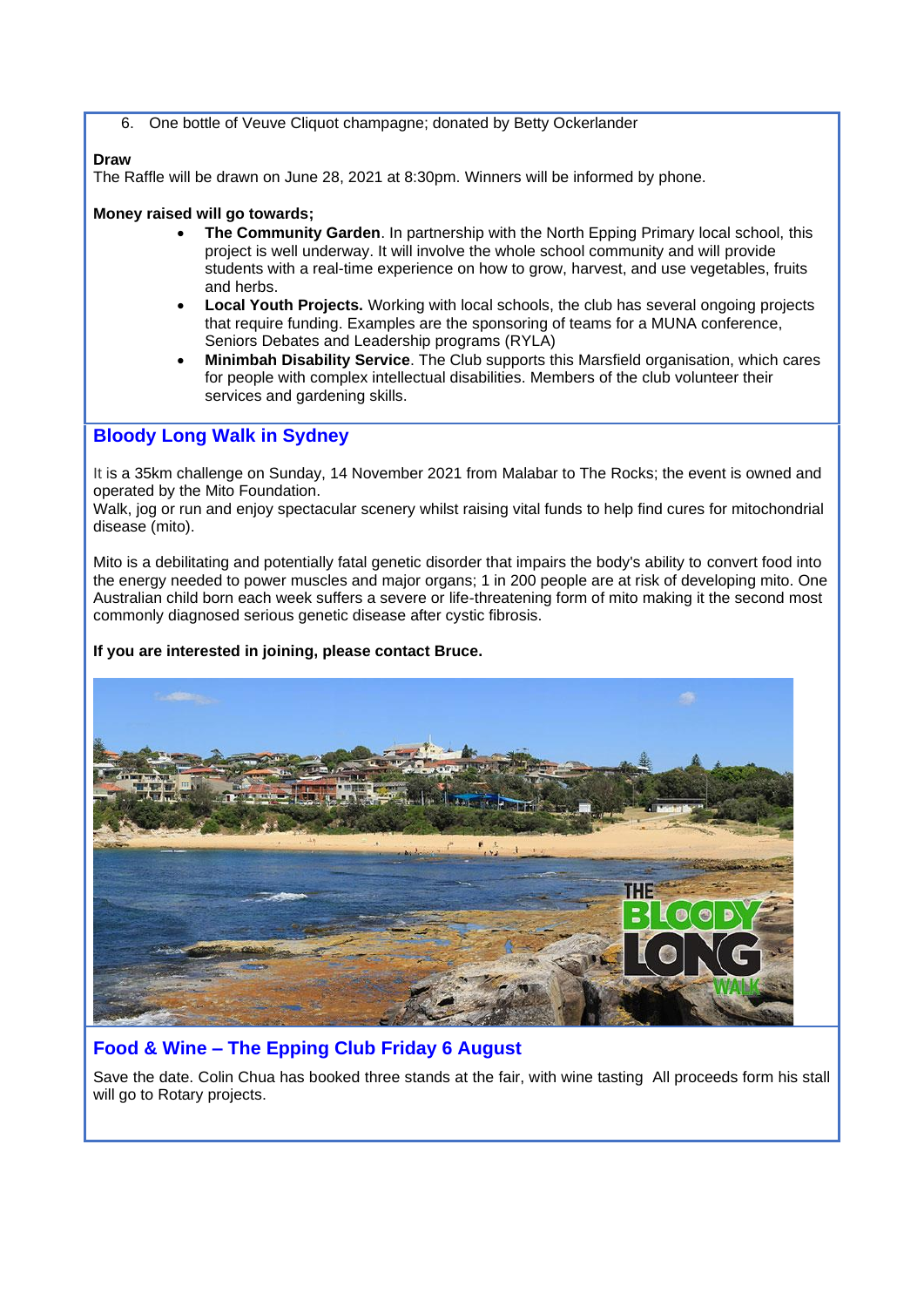6. One bottle of Veuve Cliquot champagne; donated by Betty Ockerlander

**Draw**
The Raffle will be drawn on June 28, 2021 at 8:30pm. Winners will be informed by phone.

**Money raised will go towards;**

- **The Community Garden**. In partnership with the North Epping Primary local school, this project is well underway. It will involve the whole school community and will provide students with a real-time experience on how to grow, harvest, and use vegetables, fruits and herbs.
- **Local Youth Projects.** Working with local schools, the club has several ongoing projects that require funding. Examples are the sponsoring of teams for a MUNA conference, Seniors Debates and Leadership programs (RYLA)
- **Minimbah Disability Service**. The Club supports this Marsfield organisation, which cares for people with complex intellectual disabilities. Members of the club volunteer their services and gardening skills.

## Bloody Long Walk in Sydney

It is a 35km challenge on Sunday, 14 November 2021 from Malabar to The Rocks; the event is owned and operated by the Mito Foundation.
Walk, jog or run and enjoy spectacular scenery whilst raising vital funds to help find cures for mitochondrial disease (mito).

Mito is a debilitating and potentially fatal genetic disorder that impairs the body's ability to convert food into the energy needed to power muscles and major organs; 1 in 200 people are at risk of developing mito. One Australian child born each week suffers a severe or life-threatening form of mito making it the second most commonly diagnosed serious genetic disease after cystic fibrosis.

**If you are interested in joining, please contact Bruce.**

## Food & Wine – The Epping Club Friday 6 August

Save the date. Colin Chua has booked three stands at the fair, with wine tasting All proceeds form his stall will go to Rotary projects.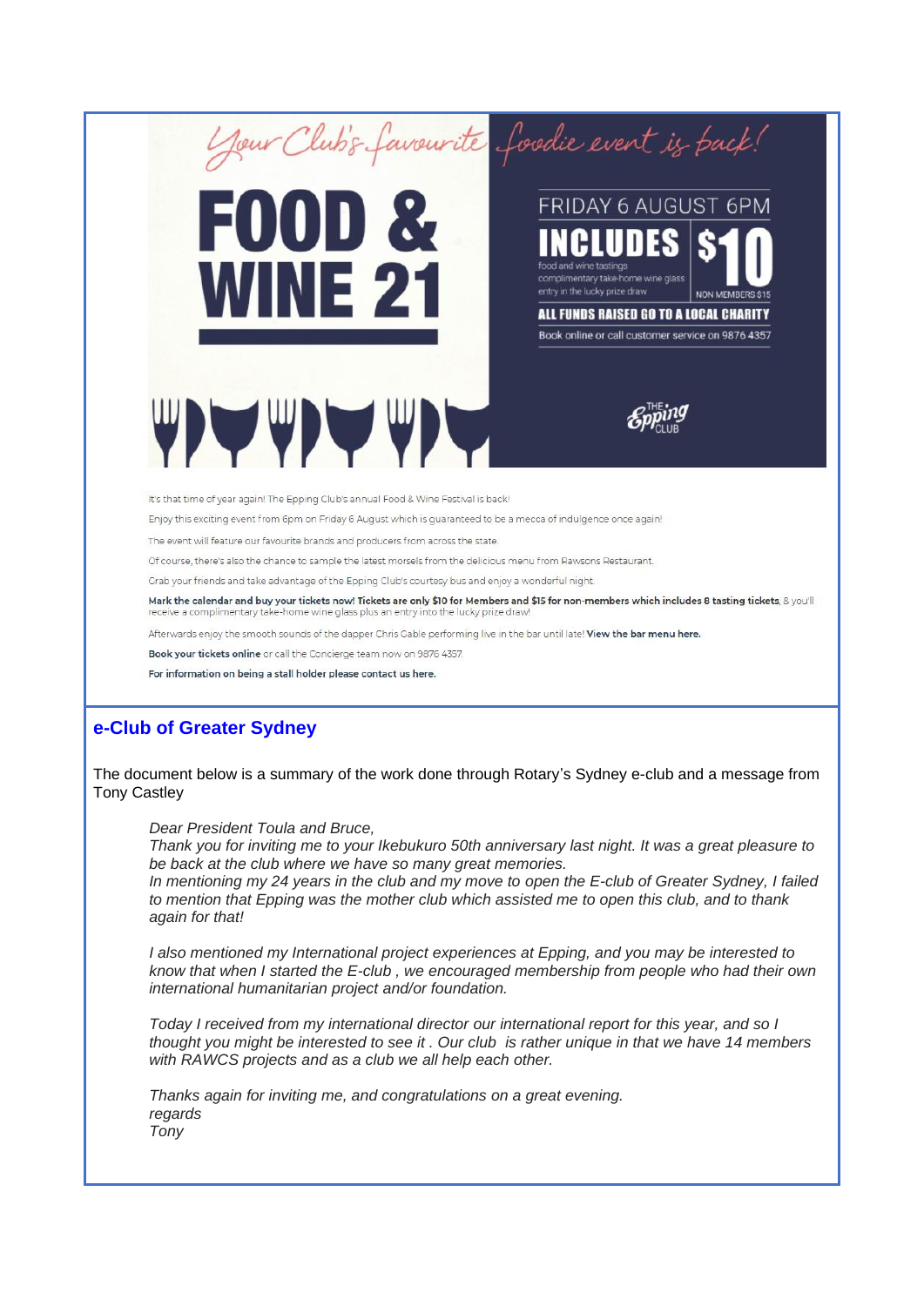Your Club's favourite foodie event is back!

# FOOD & WINE 21

FRIDAY 6 AUGUST 6PM

**INCLUDES** food and wine tastings, complimentary take-home wine glass, entry in the lucky prize draw

**$10** NON MEMBERS $15

**ALL FUNDS RAISED GO TO A LOCAL CHARITY**

Book online or call customer service on 9876 4357

The Epping Club

It's that time of year again! The Epping Club's annual Food & Wine Festival is back!

Enjoy this exciting event from 6pm on Friday 6 August which is guaranteed to be a mecca of indulgence once again!

The event will feature our favourite brands and producers from across the state.

Of course, there's also the chance to sample the latest morsels from the delicious menu from Rawsons Restaurant.

Grab your friends and take advantage of the Epping Club's courtesy bus and enjoy a wonderful night.

**Mark the calendar and buy your tickets now! Tickets are only $10 for Members and $15 for non-members which includes 8 tasting tickets**, & you'll receive a complimentary take-home wine glass plus an entry into the lucky prize draw!

Afterwards enjoy the smooth sounds of the dapper Chris Gable performing live in the bar until late! **View the bar menu here.**

**Book your tickets online** or call the Concierge team now on 9876 4357.

For information on being a stall holder please contact us here.

## e-Club of Greater Sydney

The document below is a summary of the work done through Rotary's Sydney e-club and a message from Tony Castley

*Dear President Toula and Bruce,*
*Thank you for inviting me to your Ikebukuro 50th anniversary last night. It was a great pleasure to be back at the club where we have so many great memories.*
*In mentioning my 24 years in the club and my move to open the E-club of Greater Sydney, I failed to mention that Epping was the mother club which assisted me to open this club, and to thank again for that!*

*I also mentioned my International project experiences at Epping, and you may be interested to know that when I started the E-club , we encouraged membership from people who had their own international humanitarian project and/or foundation.*

*Today I received from my international director our international report for this year, and so I thought you might be interested to see it . Our club is rather unique in that we have 14 members with RAWCS projects and as a club we all help each other.*

*Thanks again for inviting me, and congratulations on a great evening.*
*regards*
*Tony*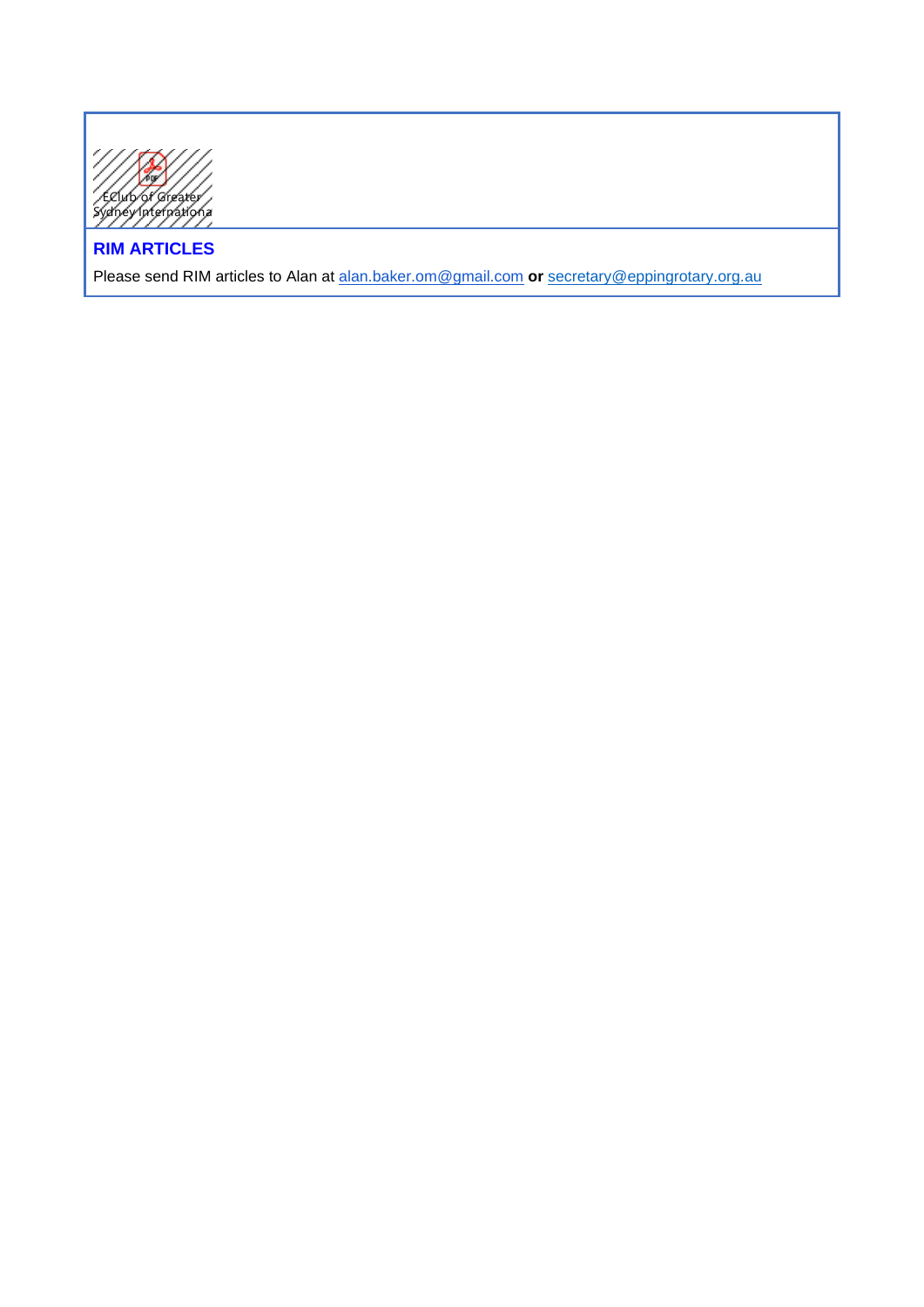ECIub of Greater Sydney Internationa

## RIM ARTICLES

Please send RIM articles to Alan at alan.baker.om@gmail.com **or** secretary@eppingrotary.org.au